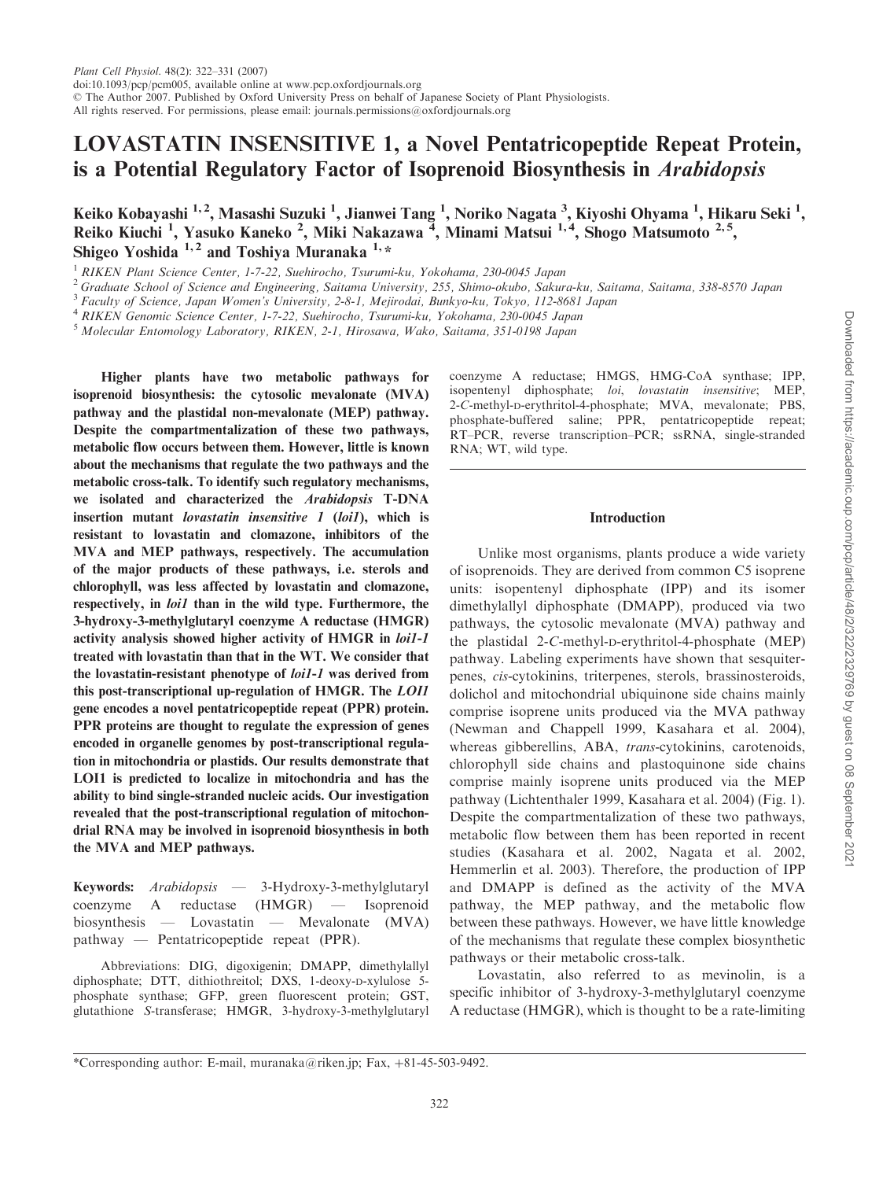# LOVASTATIN INSENSITIVE 1, a Novel Pentatricopeptide Repeat Protein, is a Potential Regulatory Factor of Isoprenoid Biosynthesis in *Arabidopsis*

Keiko Kobayashi [1,2], Masashi Suzuki [1], Jianwei Tang [1], Noriko Nagata [3], Kiyoshi Ohyama [1], Hikaru Seki [1], Reiko Kiuchi [1], Yasuko Kaneko [2], Miki Nakazawa [4], Minami Matsui [1,4], Shogo Matsumoto [2,5], Shigeo Yoshida [1,2] and Toshiya Muranaka [1,*]

[1] RIKEN Plant Science Center, 1-7-22, Suehirocho, Tsurumi-ku, Yokohama, 230-0045 Japan
[2] Graduate School of Science and Engineering, Saitama University, 255, Shimo-okubo, Sakura-ku, Saitama, Saitama, 338-8570 Japan
[3] Faculty of Science, Japan Women's University, 2-8-1, Mejirodai, Bunkyo-ku, Tokyo, 112-8681 Japan
[4] RIKEN Genomic Science Center, 1-7-22, Suehirocho, Tsurumi-ku, Yokohama, 230-0045 Japan
[5] Molecular Entomology Laboratory, RIKEN, 2-1, Hirosawa, Wako, Saitama, 351-0198 Japan

**Higher plants have two metabolic pathways for isoprenoid biosynthesis: the cytosolic mevalonate (MVA) pathway and the plastidal non-mevalonate (MEP) pathway. Despite the compartmentalization of these two pathways, metabolic flow occurs between them. However, little is known about the mechanisms that regulate the two pathways and the metabolic cross-talk. To identify such regulatory mechanisms, we isolated and characterized the *Arabidopsis* T-DNA insertion mutant *lovastatin insensitive 1* (*loi1*), which is resistant to lovastatin and clomazone, inhibitors of the MVA and MEP pathways, respectively. The accumulation of the major products of these pathways, i.e. sterols and chlorophyll, was less affected by lovastatin and clomazone, respectively, in *loi1* than in the wild type. Furthermore, the 3-hydroxy-3-methylglutaryl coenzyme A reductase (HMGR) activity analysis showed higher activity of HMGR in *loi1-1* treated with lovastatin than that in the WT. We consider that the lovastatin-resistant phenotype of *loi1-1* was derived from this post-transcriptional up-regulation of HMGR. The *LOI1* gene encodes a novel pentatricopeptide repeat (PPR) protein. PPR proteins are thought to regulate the expression of genes encoded in organelle genomes by post-transcriptional regulation in mitochondria or plastids. Our results demonstrate that LOI1 is predicted to localize in mitochondria and has the ability to bind single-stranded nucleic acids. Our investigation revealed that the post-transcriptional regulation of mitochondrial RNA may be involved in isoprenoid biosynthesis in both the MVA and MEP pathways.**

**Keywords:** *Arabidopsis* — 3-Hydroxy-3-methylglutaryl coenzyme A reductase (HMGR) — Isoprenoid biosynthesis — Lovastatin — Mevalonate (MVA) pathway — Pentatricopeptide repeat (PPR).

Abbreviations: DIG, digoxigenin; DMAPP, dimethylallyl diphosphate; DTT, dithiothreitol; DXS, 1-deoxy-D-xylulose 5-phosphate synthase; GFP, green fluorescent protein; GST, glutathione *S*-transferase; HMGR, 3-hydroxy-3-methylglutaryl coenzyme A reductase; HMGS, HMG-CoA synthase; IPP, isopentenyl diphosphate; *loi*, *lovastatin insensitive*; MEP, 2-*C*-methyl-D-erythritol-4-phosphate; MVA, mevalonate; PBS, phosphate-buffered saline; PPR, pentatricopeptide repeat; RT–PCR, reverse transcription–PCR; ssRNA, single-stranded RNA; WT, wild type.

## Introduction

Unlike most organisms, plants produce a wide variety of isoprenoids. They are derived from common C5 isoprene units: isopentenyl diphosphate (IPP) and its isomer dimethylallyl diphosphate (DMAPP), produced via two pathways, the cytosolic mevalonate (MVA) pathway and the plastidal 2-*C*-methyl-D-erythritol-4-phosphate (MEP) pathway. Labeling experiments have shown that sesquiterpenes, *cis*-cytokinins, triterpenes, sterols, brassinosteroids, dolichol and mitochondrial ubiquinone side chains mainly comprise isoprene units produced via the MVA pathway (Newman and Chappell 1999, Kasahara et al. 2004), whereas gibberellins, ABA, *trans*-cytokinins, carotenoids, chlorophyll side chains and plastoquinone side chains comprise mainly isoprene units produced via the MEP pathway (Lichtenthaler 1999, Kasahara et al. 2004) (Fig. 1). Despite the compartmentalization of these two pathways, metabolic flow between them has been reported in recent studies (Kasahara et al. 2002, Nagata et al. 2002, Hemmerlin et al. 2003). Therefore, the production of IPP and DMAPP is defined as the activity of the MVA pathway, the MEP pathway, and the metabolic flow between these pathways. However, we have little knowledge of the mechanisms that regulate these complex biosynthetic pathways or their metabolic cross-talk.

Lovastatin, also referred to as mevinolin, is a specific inhibitor of 3-hydroxy-3-methylglutaryl coenzyme A reductase (HMGR), which is thought to be a rate-limiting

*Corresponding author: E-mail, muranaka@riken.jp; Fax, +81-45-503-9492.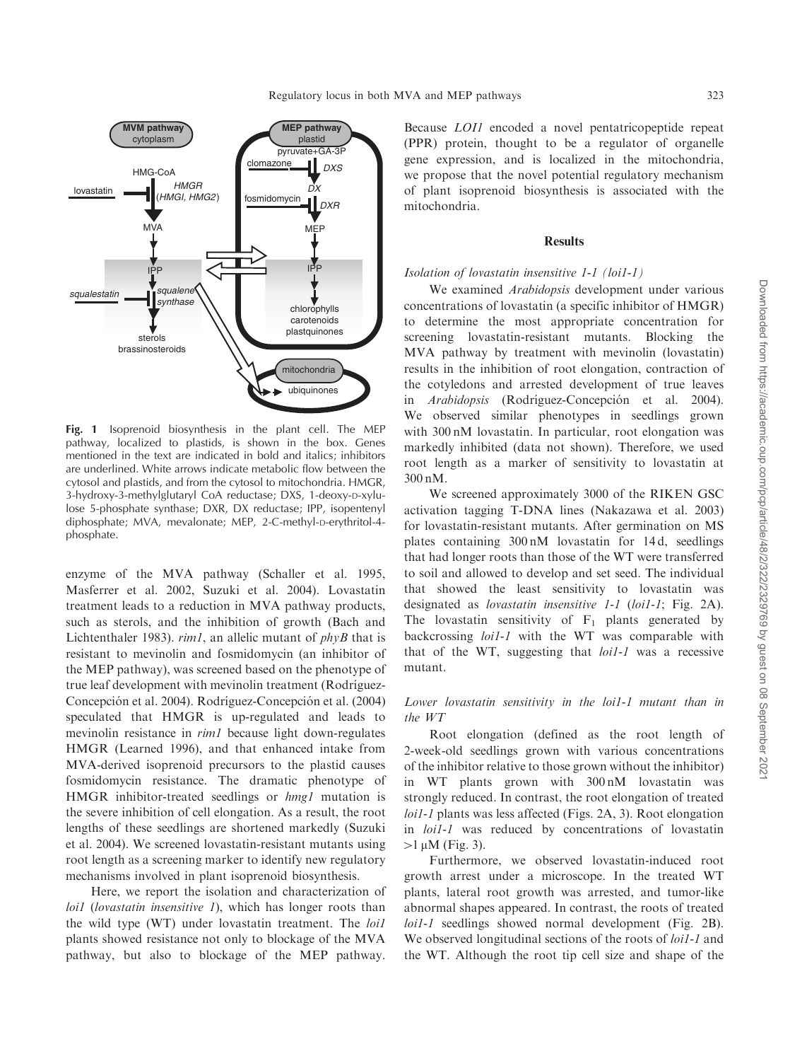**Fig. 1** Isoprenoid biosynthesis in the plant cell. The MEP pathway, localized to plastids, is shown in the box. Genes mentioned in the text are indicated in bold and italics; inhibitors are underlined. White arrows indicate metabolic flow between the cytosol and plastids, and from the cytosol to mitochondria. HMGR, 3-hydroxy-3-methylglutaryl CoA reductase; DXS, 1-deoxy-D-xylulose 5-phosphate synthase; DXR, DX reductase; IPP, isopentenyl diphosphate; MVA, mevalonate; MEP, 2-C-methyl-D-erythritol-4-phosphate.

enzyme of the MVA pathway (Schaller et al. 1995, Masferrer et al. 2002, Suzuki et al. 2004). Lovastatin treatment leads to a reduction in MVA pathway products, such as sterols, and the inhibition of growth (Bach and Lichtenthaler 1983). *rim1*, an allelic mutant of *phyB* that is resistant to mevinolin and fosmidomycin (an inhibitor of the MEP pathway), was screened based on the phenotype of true leaf development with mevinolin treatment (Rodríguez-Concepción et al. 2004). Rodríguez-Concepción et al. (2004) speculated that HMGR is up-regulated and leads to mevinolin resistance in *rim1* because light down-regulates HMGR (Learned 1996), and that enhanced intake from MVA-derived isoprenoid precursors to the plastid causes fosmidomycin resistance. The dramatic phenotype of HMGR inhibitor-treated seedlings or *hmg1* mutation is the severe inhibition of cell elongation. As a result, the root lengths of these seedlings are shortened markedly (Suzuki et al. 2004). We screened lovastatin-resistant mutants using root length as a screening marker to identify new regulatory mechanisms involved in plant isoprenoid biosynthesis.

Here, we report the isolation and characterization of *loi1* (*lovastatin insensitive 1*), which has longer roots than the wild type (WT) under lovastatin treatment. The *loi1* plants showed resistance not only to blockage of the MVA pathway, but also to blockage of the MEP pathway. Because *LOI1* encoded a novel pentatricopeptide repeat (PPR) protein, thought to be a regulator of organelle gene expression, and is localized in the mitochondria, we propose that the novel potential regulatory mechanism of plant isoprenoid biosynthesis is associated with the mitochondria.

## Results

### *Isolation of lovastatin insensitive 1-1 (loi1-1)*

We examined *Arabidopsis* development under various concentrations of lovastatin (a specific inhibitor of HMGR) to determine the most appropriate concentration for screening lovastatin-resistant mutants. Blocking the MVA pathway by treatment with mevinolin (lovastatin) results in the inhibition of root elongation, contraction of the cotyledons and arrested development of true leaves in *Arabidopsis* (Rodríguez-Concepción et al. 2004). We observed similar phenotypes in seedlings grown with 300 nM lovastatin. In particular, root elongation was markedly inhibited (data not shown). Therefore, we used root length as a marker of sensitivity to lovastatin at 300 nM.

We screened approximately 3000 of the RIKEN GSC activation tagging T-DNA lines (Nakazawa et al. 2003) for lovastatin-resistant mutants. After germination on MS plates containing 300 nM lovastatin for 14 d, seedlings that had longer roots than those of the WT were transferred to soil and allowed to develop and set seed. The individual that showed the least sensitivity to lovastatin was designated as *lovastatin insensitive 1-1* (*loi1-1*; Fig. 2A). The lovastatin sensitivity of $F_1$ plants generated by backcrossing *loi1-1* with the WT was comparable with that of the WT, suggesting that *loi1-1* was a recessive mutant.

### *Lower lovastatin sensitivity in the loi1-1 mutant than in the WT*

Root elongation (defined as the root length of 2-week-old seedlings grown with various concentrations of the inhibitor relative to those grown without the inhibitor) in WT plants grown with 300 nM lovastatin was strongly reduced. In contrast, the root elongation of treated *loi1-1* plants was less affected (Figs. 2A, 3). Root elongation in *loi1-1* was reduced by concentrations of lovastatin $>1\ \mu M$ (Fig. 3).

Furthermore, we observed lovastatin-induced root growth arrest under a microscope. In the treated WT plants, lateral root growth was arrested, and tumor-like abnormal shapes appeared. In contrast, the roots of treated *loi1-1* seedlings showed normal development (Fig. 2B). We observed longitudinal sections of the roots of *loi1-1* and the WT. Although the root tip cell size and shape of the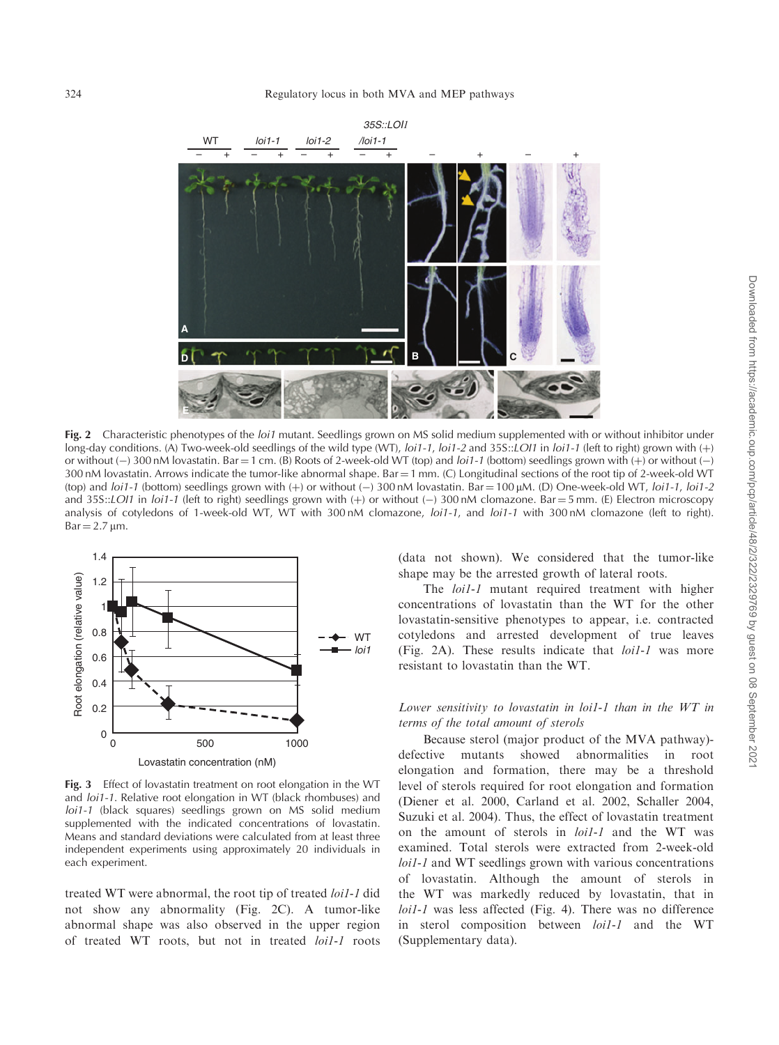**Fig. 2** Characteristic phenotypes of the *loi1* mutant. Seedlings grown on MS solid medium supplemented with or without inhibitor under long-day conditions. (A) Two-week-old seedlings of the wild type (WT), *loi1-1*, *loi1-2* and 35S::*LOI1* in *loi1-1* (left to right) grown with (+) or without (−) 300 nM lovastatin. Bar = 1 cm. (B) Roots of 2-week-old WT (top) and *loi1-1* (bottom) seedlings grown with (+) or without (−) 300 nM lovastatin. Arrows indicate the tumor-like abnormal shape. Bar = 1 mm. (C) Longitudinal sections of the root tip of 2-week-old WT (top) and *loi1-1* (bottom) seedlings grown with (+) or without (−) 300 nM lovastatin. Bar = 100 μM. (D) One-week-old WT, *loi1-1*, *loi1-2* and 35S::*LOI1* in *loi1-1* (left to right) seedlings grown with (+) or without (−) 300 nM clomazone. Bar = 5 mm. (E) Electron microscopy analysis of cotyledons of 1-week-old WT, WT with 300 nM clomazone, *loi1-1*, and *loi1-1* with 300 nM clomazone (left to right). Bar = 2.7 μm.

**Fig. 3** Effect of lovastatin treatment on root elongation in the WT and *loi1-1*. Relative root elongation in WT (black rhombuses) and *loi1-1* (black squares) seedlings grown on MS solid medium supplemented with the indicated concentrations of lovastatin. Means and standard deviations were calculated from at least three independent experiments using approximately 20 individuals in each experiment.

treated WT were abnormal, the root tip of treated *loi1-1* did not show any abnormality (Fig. 2C). A tumor-like abnormal shape was also observed in the upper region of treated WT roots, but not in treated *loi1-1* roots (data not shown). We considered that the tumor-like shape may be the arrested growth of lateral roots.

The *loi1-1* mutant required treatment with higher concentrations of lovastatin than the WT for the other lovastatin-sensitive phenotypes to appear, i.e. contracted cotyledons and arrested development of true leaves (Fig. 2A). These results indicate that *loi1-1* was more resistant to lovastatin than the WT.

### *Lower sensitivity to lovastatin in loi1-1 than in the WT in terms of the total amount of sterols*

Because sterol (major product of the MVA pathway)-defective mutants showed abnormalities in root elongation and formation, there may be a threshold level of sterols required for root elongation and formation (Diener et al. 2000, Carland et al. 2002, Schaller 2004, Suzuki et al. 2004). Thus, the effect of lovastatin treatment on the amount of sterols in *loi1-1* and the WT was examined. Total sterols were extracted from 2-week-old *loi1-1* and WT seedlings grown with various concentrations of lovastatin. Although the amount of sterols in the WT was markedly reduced by lovastatin, that in *loi1-1* was less affected (Fig. 4). There was no difference in sterol composition between *loi1-1* and the WT (Supplementary data).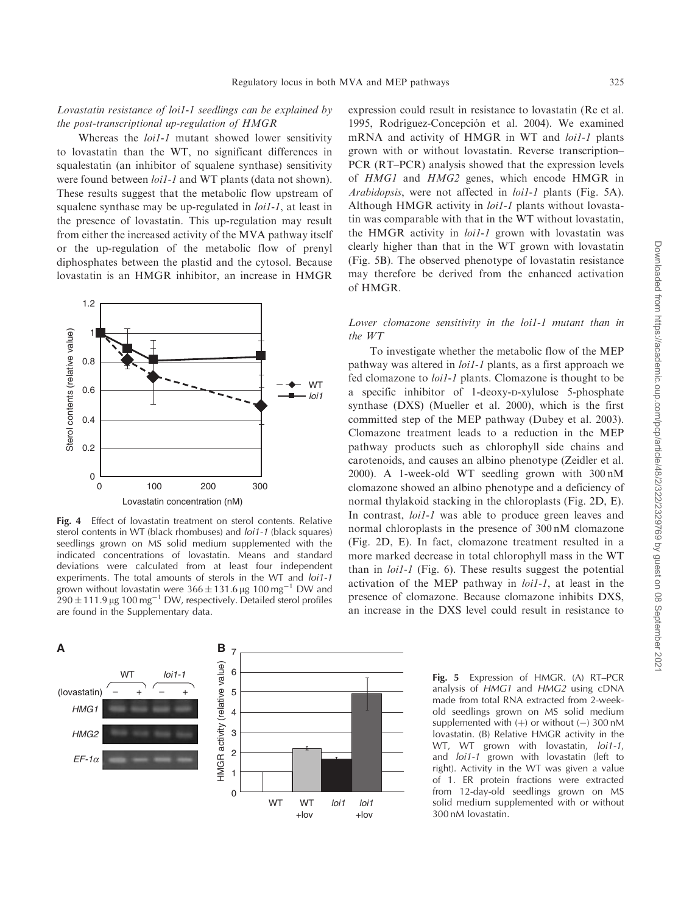*Lovastatin resistance of loi1-1 seedlings can be explained by the post-transcriptional up-regulation of HMGR*

Whereas the *loi1-1* mutant showed lower sensitivity to lovastatin than the WT, no significant differences in squalestatin (an inhibitor of squalene synthase) sensitivity were found between *loi1-1* and WT plants (data not shown). These results suggest that the metabolic flow upstream of squalene synthase may be up-regulated in *loi1-1*, at least in the presence of lovastatin. This up-regulation may result from either the increased activity of the MVA pathway itself or the up-regulation of the metabolic flow of prenyl diphosphates between the plastid and the cytosol. Because lovastatin is an HMGR inhibitor, an increase in HMGR expression could result in resistance to lovastatin (Re et al. 1995, Rodríguez-Concepción et al. 2004). We examined mRNA and activity of HMGR in WT and *loi1-1* plants grown with or without lovastatin. Reverse transcription–PCR (RT–PCR) analysis showed that the expression levels of *HMG1* and *HMG2* genes, which encode HMGR in *Arabidopsis*, were not affected in *loi1-1* plants (Fig. 5A). Although HMGR activity in *loi1-1* plants without lovastatin was comparable with that in the WT without lovastatin, the HMGR activity in *loi1-1* grown with lovastatin was clearly higher than that in the WT grown with lovastatin (Fig. 5B). The observed phenotype of lovastatin resistance may therefore be derived from the enhanced activation of HMGR.

**Fig. 4** Effect of lovastatin treatment on sterol contents. Relative sterol contents in WT (black rhombuses) and *loi1-1* (black squares) seedlings grown on MS solid medium supplemented with the indicated concentrations of lovastatin. Means and standard deviations were calculated from at least four independent experiments. The total amounts of sterols in the WT and *loi1-1* grown without lovastatin were $366 \pm 131.6$ µg 100 mg$^{-1}$ DW and $290 \pm 111.9$ µg 100 mg$^{-1}$ DW, respectively. Detailed sterol profiles are found in the Supplementary data.

*Lower clomazone sensitivity in the loi1-1 mutant than in the WT*

To investigate whether the metabolic flow of the MEP pathway was altered in *loi1-1* plants, as a first approach we fed clomazone to *loi1-1* plants. Clomazone is thought to be a specific inhibitor of 1-deoxy-D-xylulose 5-phosphate synthase (DXS) (Mueller et al. 2000), which is the first committed step of the MEP pathway (Dubey et al. 2003). Clomazone treatment leads to a reduction in the MEP pathway products such as chlorophyll side chains and carotenoids, and causes an albino phenotype (Zeidler et al. 2000). A 1-week-old WT seedling grown with 300 nM clomazone showed an albino phenotype and a deficiency of normal thylakoid stacking in the chloroplasts (Fig. 2D, E). In contrast, *loi1-1* was able to produce green leaves and normal chloroplasts in the presence of 300 nM clomazone (Fig. 2D, E). In fact, clomazone treatment resulted in a more marked decrease in total chlorophyll mass in the WT than in *loi1-1* (Fig. 6). These results suggest the potential activation of the MEP pathway in *loi1-1*, at least in the presence of clomazone. Because clomazone inhibits DXS, an increase in the DXS level could result in resistance to

**Fig. 5** Expression of HMGR. (A) RT–PCR analysis of *HMG1* and *HMG2* using cDNA made from total RNA extracted from 2-week-old seedlings grown on MS solid medium supplemented with (+) or without (–) 300 nM lovastatin. (B) Relative HMGR activity in the WT, WT grown with lovastatin, *loi1-1*, and *loi1-1* grown with lovastatin (left to right). Activity in the WT was given a value of 1. ER protein fractions were extracted from 12-day-old seedlings grown on MS solid medium supplemented with or without 300 nM lovastatin.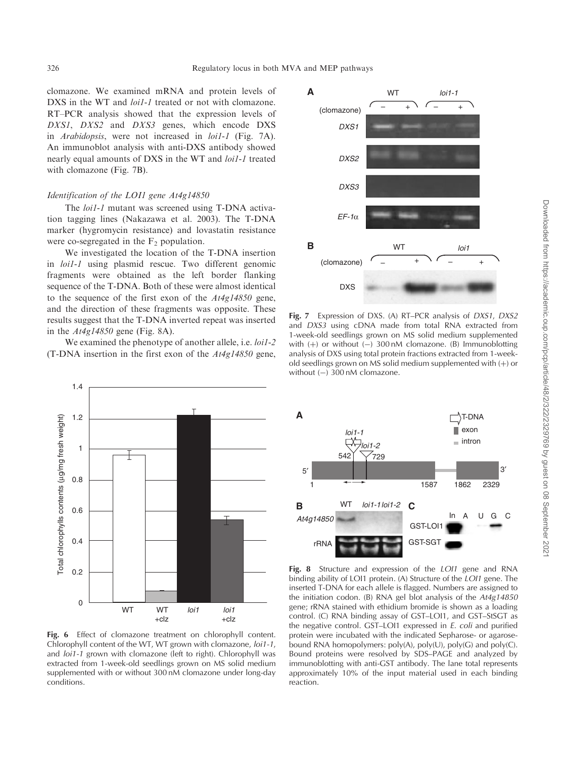clomazone. We examined mRNA and protein levels of DXS in the WT and *loi1-1* treated or not with clomazone. RT–PCR analysis showed that the expression levels of *DXS1*, *DXS2* and *DXS3* genes, which encode DXS in *Arabidopsis*, were not increased in *loi1-1* (Fig. 7A). An immunoblot analysis with anti-DXS antibody showed nearly equal amounts of DXS in the WT and *loi1-1* treated with clomazone (Fig. 7B).

### *Identification of the LOI1 gene At4g14850*

The *loi1-1* mutant was screened using T-DNA activation tagging lines (Nakazawa et al. 2003). The T-DNA marker (hygromycin resistance) and lovastatin resistance were co-segregated in the $F_2$ population.

We investigated the location of the T-DNA insertion in *loi1-1* using plasmid rescue. Two different genomic fragments were obtained as the left border flanking sequence of the T-DNA. Both of these were almost identical to the sequence of the first exon of the *At4g14850* gene, and the direction of these fragments was opposite. These results suggest that the T-DNA inverted repeat was inserted in the *At4g14850* gene (Fig. 8A).

We examined the phenotype of another allele, i.e. *loi1-2* (T-DNA insertion in the first exon of the *At4g14850* gene,

**Fig. 6** Effect of clomazone treatment on chlorophyll content. Chlorophyll content of the WT, WT grown with clomazone, *loi1-1*, and *loi1-1* grown with clomazone (left to right). Chlorophyll was extracted from 1-week-old seedlings grown on MS solid medium supplemented with or without 300 nM clomazone under long-day conditions.

**Fig. 7** Expression of DXS. (A) RT–PCR analysis of *DXS1*, *DXS2* and *DXS3* using cDNA made from total RNA extracted from 1-week-old seedlings grown on MS solid medium supplemented with (+) or without (−) 300 nM clomazone. (B) Immunoblotting analysis of DXS using total protein fractions extracted from 1-week-old seedlings grown on MS solid medium supplemented with (+) or without (−) 300 nM clomazone.

**Fig. 8** Structure and expression of the *LOI1* gene and RNA binding ability of LOI1 protein. (A) Structure of the *LOI1* gene. The inserted T-DNA for each allele is flagged. Numbers are assigned to the initiation codon. (B) RNA gel blot analysis of the *At4g14850* gene; rRNA stained with ethidium bromide is shown as a loading control. (C) RNA binding assay of GST–LOI1, and GST–StSGT as the negative control. GST–LOI1 expressed in *E. coli* and purified protein were incubated with the indicated Sepharose- or agarose-bound RNA homopolymers: poly(A), poly(U), poly(G) and poly(C). Bound proteins were resolved by SDS–PAGE and analyzed by immunoblotting with anti-GST antibody. The lane total represents approximately 10% of the input material used in each binding reaction.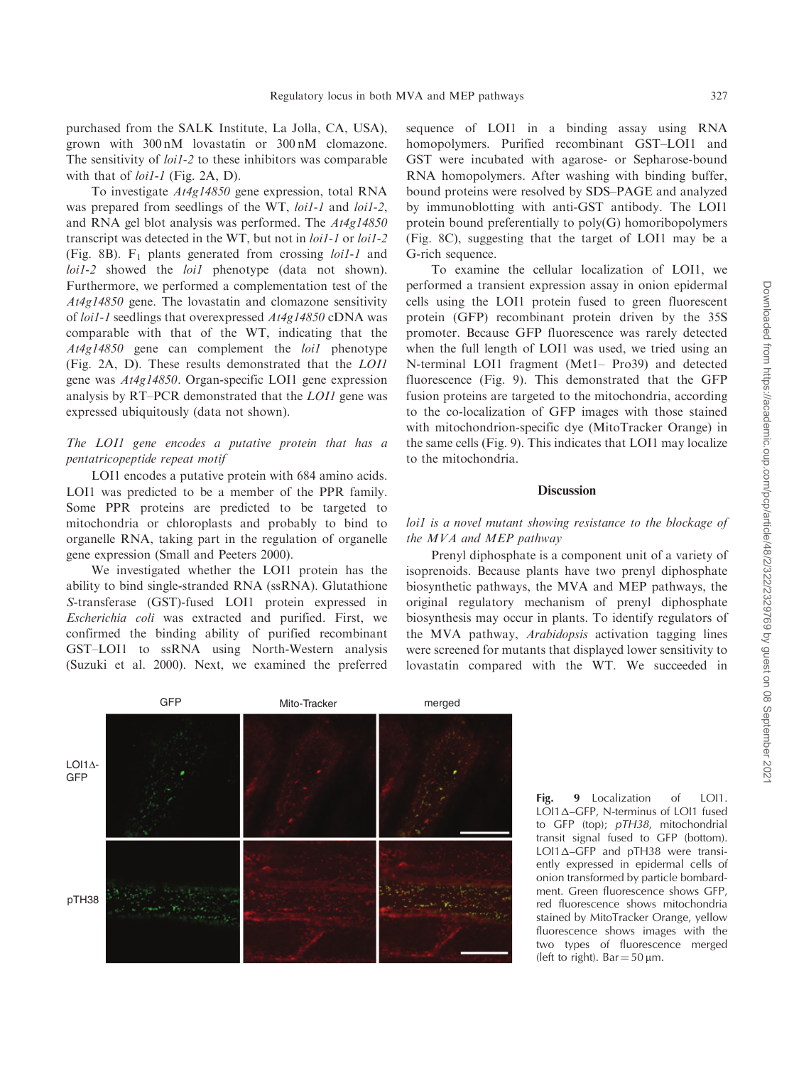purchased from the SALK Institute, La Jolla, CA, USA), grown with 300 nM lovastatin or 300 nM clomazone. The sensitivity of *loi1-2* to these inhibitors was comparable with that of *loi1-1* (Fig. 2A, D).

To investigate *At4g14850* gene expression, total RNA was prepared from seedlings of the WT, *loi1-1* and *loi1-2*, and RNA gel blot analysis was performed. The *At4g14850* transcript was detected in the WT, but not in *loi1-1* or *loi1-2* (Fig. 8B). $F_1$ plants generated from crossing *loi1-1* and *loi1-2* showed the *loi1* phenotype (data not shown). Furthermore, we performed a complementation test of the *At4g14850* gene. The lovastatin and clomazone sensitivity of *loi1-1* seedlings that overexpressed *At4g14850* cDNA was comparable with that of the WT, indicating that the *At4g14850* gene can complement the *loi1* phenotype (Fig. 2A, D). These results demonstrated that the *LOI1* gene was *At4g14850*. Organ-specific LOI1 gene expression analysis by RT–PCR demonstrated that the *LOI1* gene was expressed ubiquitously (data not shown).

### *The LOI1 gene encodes a putative protein that has a pentatricopeptide repeat motif*

LOI1 encodes a putative protein with 684 amino acids. LOI1 was predicted to be a member of the PPR family. Some PPR proteins are predicted to be targeted to mitochondria or chloroplasts and probably to bind to organelle RNA, taking part in the regulation of organelle gene expression (Small and Peeters 2000).

We investigated whether the LOI1 protein has the ability to bind single-stranded RNA (ssRNA). Glutathione *S*-transferase (GST)-fused LOI1 protein expressed in *Escherichia coli* was extracted and purified. First, we confirmed the binding ability of purified recombinant GST–LOI1 to ssRNA using North-Western analysis (Suzuki et al. 2000). Next, we examined the preferred sequence of LOI1 in a binding assay using RNA homopolymers. Purified recombinant GST–LOI1 and GST were incubated with agarose- or Sepharose-bound RNA homopolymers. After washing with binding buffer, bound proteins were resolved by SDS–PAGE and analyzed by immunoblotting with anti-GST antibody. The LOI1 protein bound preferentially to poly(G) homoribopolymers (Fig. 8C), suggesting that the target of LOI1 may be a G-rich sequence.

To examine the cellular localization of LOI1, we performed a transient expression assay in onion epidermal cells using the LOI1 protein fused to green fluorescent protein (GFP) recombinant protein driven by the 35S promoter. Because GFP fluorescence was rarely detected when the full length of LOI1 was used, we tried using an N-terminal LOI1 fragment (Met1– Pro39) and detected fluorescence (Fig. 9). This demonstrated that the GFP fusion proteins are targeted to the mitochondria, according to the co-localization of GFP images with those stained with mitochondrion-specific dye (MitoTracker Orange) in the same cells (Fig. 9). This indicates that LOI1 may localize to the mitochondria.

## Discussion

### *loi1 is a novel mutant showing resistance to the blockage of the MVA and MEP pathway*

Prenyl diphosphate is a component unit of a variety of isoprenoids. Because plants have two prenyl diphosphate biosynthetic pathways, the MVA and MEP pathways, the original regulatory mechanism of prenyl diphosphate biosynthesis may occur in plants. To identify regulators of the MVA pathway, *Arabidopsis* activation tagging lines were screened for mutants that displayed lower sensitivity to lovastatin compared with the WT. We succeeded in

**Fig. 9** Localization of LOI1. LOI1Δ–GFP, N-terminus of LOI1 fused to GFP (top); *pTH38*, mitochondrial transit signal fused to GFP (bottom). LOI1Δ–GFP and pTH38 were transiently expressed in epidermal cells of onion transformed by particle bombardment. Green fluorescence shows GFP, red fluorescence shows mitochondria stained by MitoTracker Orange, yellow fluorescence shows images with the two types of fluorescence merged (left to right). Bar = 50 μm.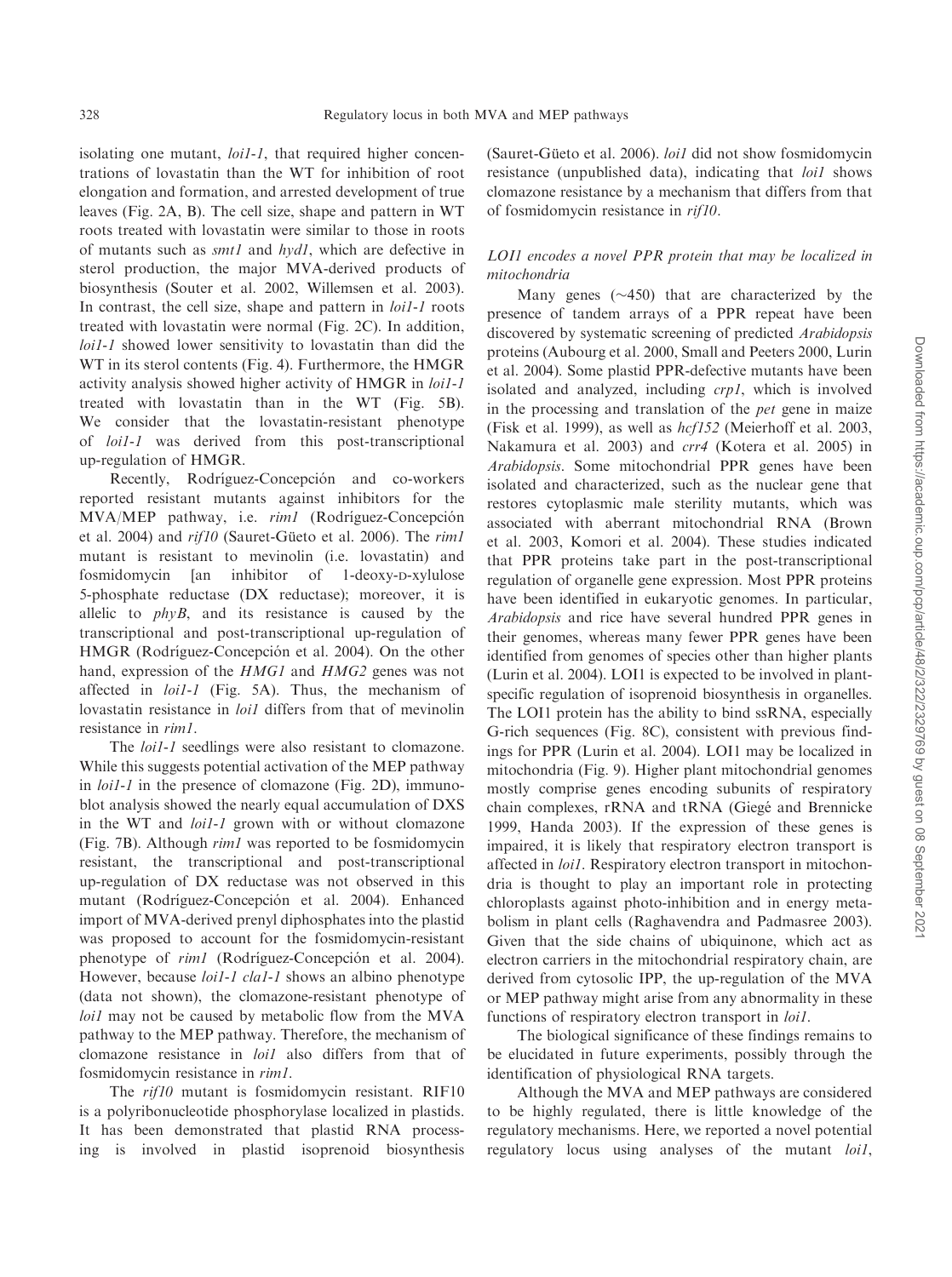isolating one mutant, *loi1-1*, that required higher concentrations of lovastatin than the WT for inhibition of root elongation and formation, and arrested development of true leaves (Fig. 2A, B). The cell size, shape and pattern in WT roots treated with lovastatin were similar to those in roots of mutants such as *smt1* and *hyd1*, which are defective in sterol production, the major MVA-derived products of biosynthesis (Souter et al. 2002, Willemsen et al. 2003). In contrast, the cell size, shape and pattern in *loi1-1* roots treated with lovastatin were normal (Fig. 2C). In addition, *loi1-1* showed lower sensitivity to lovastatin than did the WT in its sterol contents (Fig. 4). Furthermore, the HMGR activity analysis showed higher activity of HMGR in *loi1-1* treated with lovastatin than in the WT (Fig. 5B). We consider that the lovastatin-resistant phenotype of *loi1-1* was derived from this post-transcriptional up-regulation of HMGR.

Recently, Rodríguez-Concepción and co-workers reported resistant mutants against inhibitors for the MVA/MEP pathway, i.e. *rim1* (Rodríguez-Concepción et al. 2004) and *rif10* (Sauret-Güeto et al. 2006). The *rim1* mutant is resistant to mevinolin (i.e. lovastatin) and fosmidomycin [an inhibitor of 1-deoxy-D-xylulose 5-phosphate reductase (DX reductase); moreover, it is allelic to *phyB*, and its resistance is caused by the transcriptional and post-transcriptional up-regulation of HMGR (Rodríguez-Concepción et al. 2004). On the other hand, expression of the *HMG1* and *HMG2* genes was not affected in *loi1-1* (Fig. 5A). Thus, the mechanism of lovastatin resistance in *loi1* differs from that of mevinolin resistance in *rim1*.

The *loi1-1* seedlings were also resistant to clomazone. While this suggests potential activation of the MEP pathway in *loi1-1* in the presence of clomazone (Fig. 2D), immunoblot analysis showed the nearly equal accumulation of DXS in the WT and *loi1-1* grown with or without clomazone (Fig. 7B). Although *rim1* was reported to be fosmidomycin resistant, the transcriptional and post-transcriptional up-regulation of DX reductase was not observed in this mutant (Rodríguez-Concepción et al. 2004). Enhanced import of MVA-derived prenyl diphosphates into the plastid was proposed to account for the fosmidomycin-resistant phenotype of *rim1* (Rodríguez-Concepción et al. 2004). However, because *loi1-1 cla1-1* shows an albino phenotype (data not shown), the clomazone-resistant phenotype of *loi1* may not be caused by metabolic flow from the MVA pathway to the MEP pathway. Therefore, the mechanism of clomazone resistance in *loi1* also differs from that of fosmidomycin resistance in *rim1*.

The *rif10* mutant is fosmidomycin resistant. RIF10 is a polyribonucleotide phosphorylase localized in plastids. It has been demonstrated that plastid RNA processing is involved in plastid isoprenoid biosynthesis (Sauret-Güeto et al. 2006). *loi1* did not show fosmidomycin resistance (unpublished data), indicating that *loi1* shows clomazone resistance by a mechanism that differs from that of fosmidomycin resistance in *rif10*.

### *LOI1 encodes a novel PPR protein that may be localized in mitochondria*

Many genes (~450) that are characterized by the presence of tandem arrays of a PPR repeat have been discovered by systematic screening of predicted *Arabidopsis* proteins (Aubourg et al. 2000, Small and Peeters 2000, Lurin et al. 2004). Some plastid PPR-defective mutants have been isolated and analyzed, including *crp1*, which is involved in the processing and translation of the *pet* gene in maize (Fisk et al. 1999), as well as *hcf152* (Meierhoff et al. 2003, Nakamura et al. 2003) and *crr4* (Kotera et al. 2005) in *Arabidopsis*. Some mitochondrial PPR genes have been isolated and characterized, such as the nuclear gene that restores cytoplasmic male sterility mutants, which was associated with aberrant mitochondrial RNA (Brown et al. 2003, Komori et al. 2004). These studies indicated that PPR proteins take part in the post-transcriptional regulation of organelle gene expression. Most PPR proteins have been identified in eukaryotic genomes. In particular, *Arabidopsis* and rice have several hundred PPR genes in their genomes, whereas many fewer PPR genes have been identified from genomes of species other than higher plants (Lurin et al. 2004). LOI1 is expected to be involved in plant-specific regulation of isoprenoid biosynthesis in organelles. The LOI1 protein has the ability to bind ssRNA, especially G-rich sequences (Fig. 8C), consistent with previous findings for PPR (Lurin et al. 2004). LOI1 may be localized in mitochondria (Fig. 9). Higher plant mitochondrial genomes mostly comprise genes encoding subunits of respiratory chain complexes, rRNA and tRNA (Giegé and Brennicke 1999, Handa 2003). If the expression of these genes is impaired, it is likely that respiratory electron transport is affected in *loi1*. Respiratory electron transport in mitochondria is thought to play an important role in protecting chloroplasts against photo-inhibition and in energy metabolism in plant cells (Raghavendra and Padmasree 2003). Given that the side chains of ubiquinone, which act as electron carriers in the mitochondrial respiratory chain, are derived from cytosolic IPP, the up-regulation of the MVA or MEP pathway might arise from any abnormality in these functions of respiratory electron transport in *loi1*.

The biological significance of these findings remains to be elucidated in future experiments, possibly through the identification of physiological RNA targets.

Although the MVA and MEP pathways are considered to be highly regulated, there is little knowledge of the regulatory mechanisms. Here, we reported a novel potential regulatory locus using analyses of the mutant *loi1*,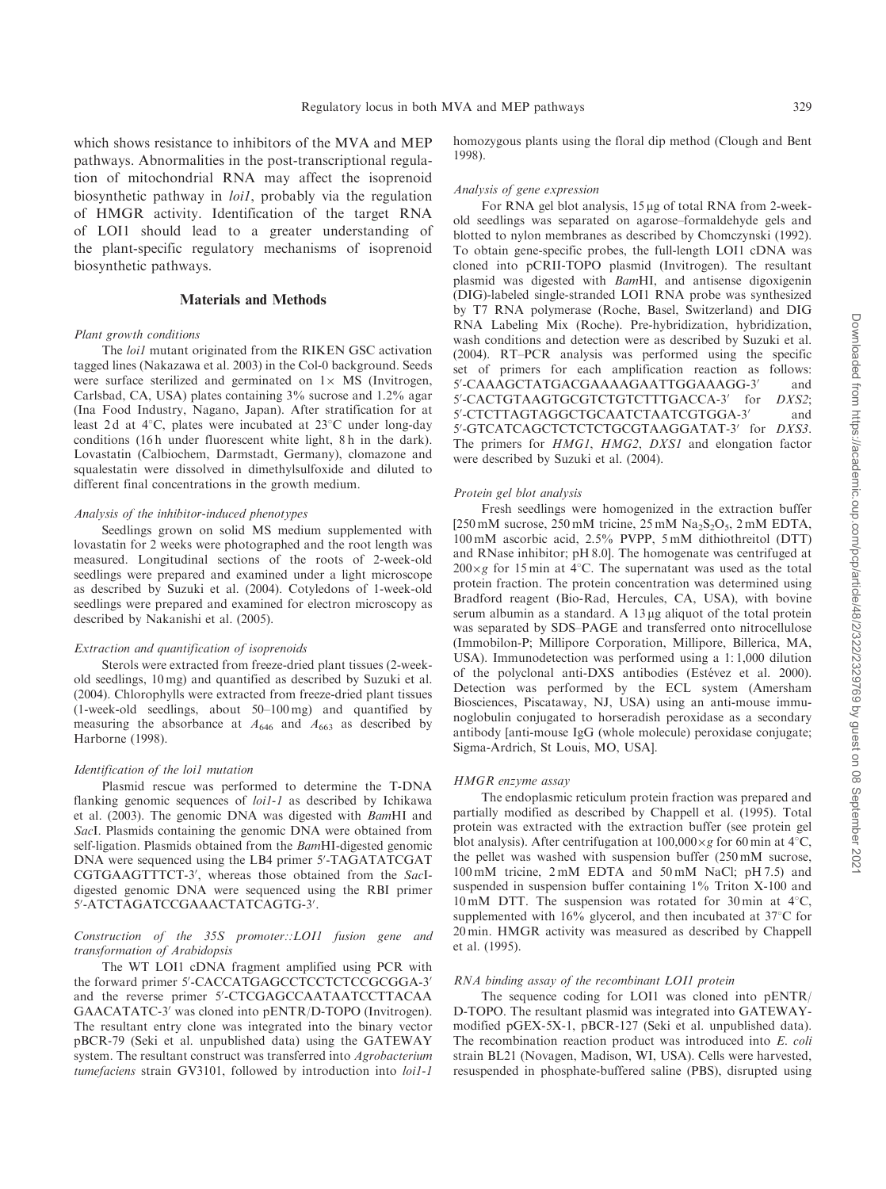which shows resistance to inhibitors of the MVA and MEP pathways. Abnormalities in the post-transcriptional regulation of mitochondrial RNA may affect the isoprenoid biosynthetic pathway in *loi1*, probably via the regulation of HMGR activity. Identification of the target RNA of LOI1 should lead to a greater understanding of the plant-specific regulatory mechanisms of isoprenoid biosynthetic pathways.

## Materials and Methods

### *Plant growth conditions*

The *loi1* mutant originated from the RIKEN GSC activation tagged lines (Nakazawa et al. 2003) in the Col-0 background. Seeds were surface sterilized and germinated on 1× MS (Invitrogen, Carlsbad, CA, USA) plates containing 3% sucrose and 1.2% agar (Ina Food Industry, Nagano, Japan). After stratification for at least 2 d at 4°C, plates were incubated at 23°C under long-day conditions (16 h under fluorescent white light, 8 h in the dark). Lovastatin (Calbiochem, Darmstadt, Germany), clomazone and squalestatin were dissolved in dimethylsulfoxide and diluted to different final concentrations in the growth medium.

### *Analysis of the inhibitor-induced phenotypes*

Seedlings grown on solid MS medium supplemented with lovastatin for 2 weeks were photographed and the root length was measured. Longitudinal sections of the roots of 2-week-old seedlings were prepared and examined under a light microscope as described by Suzuki et al. (2004). Cotyledons of 1-week-old seedlings were prepared and examined for electron microscopy as described by Nakanishi et al. (2005).

### *Extraction and quantification of isoprenoids*

Sterols were extracted from freeze-dried plant tissues (2-week-old seedlings, 10 mg) and quantified as described by Suzuki et al. (2004). Chlorophylls were extracted from freeze-dried plant tissues (1-week-old seedlings, about 50–100 mg) and quantified by measuring the absorbance at $A_{646}$ and $A_{663}$ as described by Harborne (1998).

### *Identification of the loi1 mutation*

Plasmid rescue was performed to determine the T-DNA flanking genomic sequences of *loi1-1* as described by Ichikawa et al. (2003). The genomic DNA was digested with *Bam*HI and *Sac*I. Plasmids containing the genomic DNA were obtained from self-ligation. Plasmids obtained from the *Bam*HI-digested genomic DNA were sequenced using the LB4 primer 5′-TAGATATCGAT CGTGAAGTTTCT-3′, whereas those obtained from the *Sac*I-digested genomic DNA were sequenced using the RBI primer 5′-ATCTAGATCCGAAACTATCAGTG-3′.

### *Construction of the 35S promoter::LOI1 fusion gene and transformation of Arabidopsis*

The WT LOI1 cDNA fragment amplified using PCR with the forward primer 5′-CACCATGAGCCTCCTCTCCGCGGA-3′ and the reverse primer 5′-CTCGAGCCAATAATCCTTACAA GAACATATC-3′ was cloned into pENTR/D-TOPO (Invitrogen). The resultant entry clone was integrated into the binary vector pBCR-79 (Seki et al. unpublished data) using the GATEWAY system. The resultant construct was transferred into *Agrobacterium tumefaciens* strain GV3101, followed by introduction into *loi1-1* homozygous plants using the floral dip method (Clough and Bent 1998).

### *Analysis of gene expression*

For RNA gel blot analysis, 15 μg of total RNA from 2-week-old seedlings was separated on agarose–formaldehyde gels and blotted to nylon membranes as described by Chomczynski (1992). To obtain gene-specific probes, the full-length LOI1 cDNA was cloned into pCRII-TOPO plasmid (Invitrogen). The resultant plasmid was digested with *Bam*HI, and antisense digoxigenin (DIG)-labeled single-stranded LOI1 RNA probe was synthesized by T7 RNA polymerase (Roche, Basel, Switzerland) and DIG RNA Labeling Mix (Roche). Pre-hybridization, hybridization, wash conditions and detection were as described by Suzuki et al. (2004). RT–PCR analysis was performed using the specific set of primers for each amplification reaction as follows: 5′-CAAAGCTATGACGAAAAGAATTGGAAAGG-3′ and 5′-CACTGTAAGTGCGTCTGTCTTTGACCA-3′ for *DXS2*; 5′-CTCTTAGTAGGCTGCAATCTAATCGTGGA-3′ and 5′-GTCATCAGCTCTCTCTGCGTAAGGATAT-3′ for *DXS3*. The primers for *HMG1*, *HMG2*, *DXS1* and elongation factor were described by Suzuki et al. (2004).

### *Protein gel blot analysis*

Fresh seedlings were homogenized in the extraction buffer [250 mM sucrose, 250 mM tricine, 25 mM $Na_2S_2O_5$, 2 mM EDTA, 100 mM ascorbic acid, 2.5% PVPP, 5 mM dithiothreitol (DTT) and RNase inhibitor; pH 8.0]. The homogenate was centrifuged at 200×*g* for 15 min at 4°C. The supernatant was used as the total protein fraction. The protein concentration was determined using Bradford reagent (Bio-Rad, Hercules, CA, USA), with bovine serum albumin as a standard. A 13 μg aliquot of the total protein was separated by SDS–PAGE and transferred onto nitrocellulose (Immobilon-P; Millipore Corporation, Millipore, Billerica, MA, USA). Immunodetection was performed using a 1 : 1,000 dilution of the polyclonal anti-DXS antibodies (Estévez et al. 2000). Detection was performed by the ECL system (Amersham Biosciences, Piscataway, NJ, USA) using an anti-mouse immunoglobulin conjugated to horseradish peroxidase as a secondary antibody [anti-mouse IgG (whole molecule) peroxidase conjugate; Sigma-Ardrich, St Louis, MO, USA].

### *HMGR enzyme assay*

The endoplasmic reticulum protein fraction was prepared and partially modified as described by Chappell et al. (1995). Total protein was extracted with the extraction buffer (see protein gel blot analysis). After centrifugation at 100,000×*g* for 60 min at 4°C, the pellet was washed with suspension buffer (250 mM sucrose, 100 mM tricine, 2 mM EDTA and 50 mM NaCl; pH 7.5) and suspended in suspension buffer containing 1% Triton X-100 and 10 mM DTT. The suspension was rotated for 30 min at 4°C, supplemented with 16% glycerol, and then incubated at 37°C for 20 min. HMGR activity was measured as described by Chappell et al. (1995).

### *RNA binding assay of the recombinant LOI1 protein*

The sequence coding for LOI1 was cloned into pENTR/D-TOPO. The resultant plasmid was integrated into GATEWAY-modified pGEX-5X-1, pBCR-127 (Seki et al. unpublished data). The recombination reaction product was introduced into *E. coli* strain BL21 (Novagen, Madison, WI, USA). Cells were harvested, resuspended in phosphate-buffered saline (PBS), disrupted using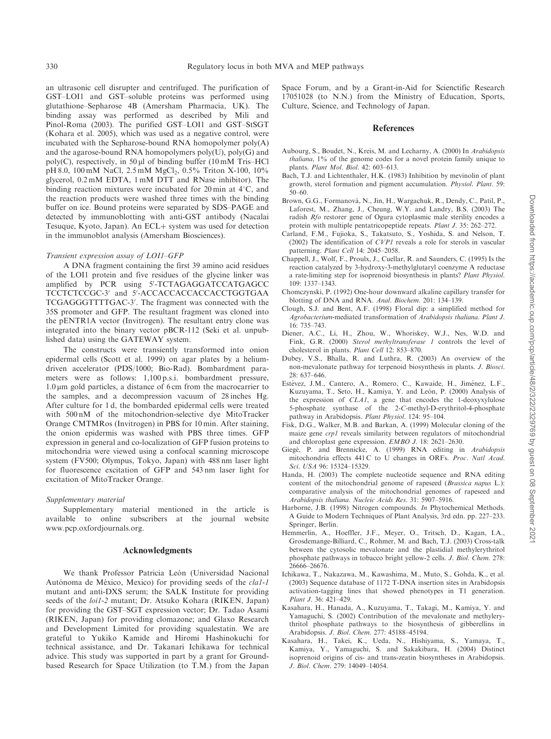an ultrasonic cell disrupter and centrifuged. The purification of GST–LOI1 and GST–soluble proteins was performed using glutathione–Sepharose 4B (Amersham Pharmacia, UK). The binding assay was performed as described by Mili and Pinol-Roma (2003). The purified GST–LOI1 and GST–StSGT (Kohara et al. 2005), which was used as a negative control, were incubated with the Sepharose-bound RNA homopolymer poly(A) and the agarose-bound RNA homopolymers poly(U), poly(G) and poly(C), respectively, in 50 μl of binding buffer (10 mM Tris–HCl pH 8.0, 100 mM NaCl, 2.5 mM $MgCl_2$, 0.5% Triton X-100, 10% glycerol, 0.2 mM EDTA, 1 mM DTT and RNase inhibitor). The binding reaction mixtures were incubated for 20 min at 4°C, and the reaction products were washed three times with the binding buffer on ice. Bound proteins were separated by SDS–PAGE and detected by immunoblotting with anti-GST antibody (Nacalai Tesuque, Kyoto, Japan). An ECL+ system was used for detection in the immunoblot analysis (Amersham Biosciences).

*Transient expression assay of LOI1–GFP*

A DNA fragment containing the first 39 amino acid residues of the LOI1 protein and five residues of the glycine linker was amplified by PCR using 5′-TCTAGAGGATCCATGAGCC TCCTCTCCGC-3′ and 5′-ACCACCACCACCACCTGGTGAA TCGAGGGTTTTGAC-3′. The fragment was connected with the 35S promoter and GFP. The resultant fragment was cloned into the pENTR1A vector (Invitrogen). The resultant entry clone was integrated into the binary vector pBCR-112 (Seki et al. unpublished data) using the GATEWAY system.

The constructs were transiently transformed into onion epidermal cells (Scott et al. 1999) on agar plates by a helium-driven accelerator (PDS/1000; Bio-Rad). Bombardment parameters were as follows: 1,100 p.s.i. bombardment pressure, 1.0 μm gold particles, a distance of 6 cm from the macrocarrier to the samples, and a decompression vacuum of 28 inches Hg. After culture for 1 d, the bombarded epidermal cells were treated with 500 nM of the mitochondrion-selective dye MitoTracker Orange CMTMRos (Invitrogen) in PBS for 10 min. After staining, the onion epidermis was washed with PBS three times. GFP expression in general and co-localization of GFP fusion proteins to mitochondria were viewed using a confocal scanning microscope system (FV500; Olympus, Tokyo, Japan) with 488 nm laser light for fluorescence excitation of GFP and 543 nm laser light for excitation of MitoTracker Orange.

*Supplementary material*

Supplementary material mentioned in the article is available to online subscribers at the journal website www.pcp.oxfordjournals.org.

## Acknowledgments

We thank Professor Patricia León (Universidad Nacional Autónoma de México, Mexico) for providing seeds of the *cla1-1* mutant and anti-DXS serum; the SALK Institute for providing seeds of the *loi1-2* mutant; Dr. Atsuko Kohara (RIKEN, Japan) for providing the GST–SGT expression vector; Dr. Tadao Asami (RIKEN, Japan) for providing clomazone; and Glaxo Research and Development Limited for providing squalestatin. We are grateful to Yukiko Kamide and Hiromi Hashinokuchi for technical assistance, and Dr. Takanari Ichikawa for technical advice. This study was supported in part by a grant for Ground-based Research for Space Utilization (to T.M.) from the Japan Space Forum, and by a Grant-in-Aid for Scienctific Research 17051028 (to N.N.) from the Ministry of Education, Sports, Culture, Science, and Technology of Japan.

## References

Aubourg, S., Boudet, N., Kreis, M. and Lecharny, A. (2000) In *Arabidopsis thaliana*, 1% of the genome codes for a novel protein family unique to plants. *Plant Mol. Biol.* 42: 603–613.

Bach, T.J. and Lichtenthaler, H.K. (1983) Inhibition by mevinolin of plant growth, sterol formation and pigment accumulation. *Physiol. Plant.* 59: 50–60.

Brown, G.G., Formanová, N., Jin, H., Wargachuk, R., Dendy, C., Patil, P., Laforest, M., Zhang, J., Cheung, W.Y. and Landry, B.S. (2003) The radish *Rfo* restorer gene of Ogura cytoplasmic male sterility encodes a protein with multiple pentatricopeptide repeats. *Plant J.* 35: 262–272.

Carland, F.M., Fujioka, S., Takatsuto, S., Yoshida, S. and Nelson, T. (2002) The identification of *CVP1* reveals a role for sterols in vascular patterning. *Plant Cell* 14: 2045–2058.

Chappell, J., Wolf, F., Proulx, J., Cuellar, R. and Saunders, C. (1995) Is the reaction catalyzed by 3-hydroxy-3-methylglutaryl coenzyme A reductase a rate-limiting step for isoprenoid biosynthesis in plants? *Plant Physiol.* 109: 1337–1343.

Chomczynski, P. (1992) One-hour downward alkaline capillary transfer for blotting of DNA and RNA. *Anal. Biochem.* 201: 134–139.

Clough, S.J. and Bent, A.F. (1998) Floral dip: a simplified method for *Agrobacterium*-mediated transformation of *Arabidopsis thaliana*. *Plant J.* 16: 735–743.

Diener, A.C., Li, H., Zhou, W., Whoriskey, W.J., Nes, W.D. and Fink, G.R. (2000) *Sterol methyltransferase 1* controls the level of cholesterol in plants. *Plant Cell* 12: 853–870.

Dubey, V.S., Bhalla, R. and Luthra, R. (2003) An overview of the non-mevalonate pathway for terpenoid biosynthesis in plants. *J. Biosci.* 28: 637–646.

Estévez, J.M., Cantero, A., Romero, C., Kawaide, H., Jiménez, L.F., Kuzuyama, T., Seto, H., Kamiya, Y. and León, P. (2000) Analysis of the expression of *CLA1*, a gene that encodes the 1-deoxyxylulose 5-phosphate synthase of the 2-*C*-methyl-D-erythritol-4-phosphate pathway in Arabidopsis. *Plant Physiol.* 124: 95–104.

Fisk, D.G., Walker, M.B. and Barkan, A. (1999) Molecular cloning of the maize gene *crp1* reveals similarity between regulators of mitochondrial and chloroplast gene expression. *EMBO J.* 18: 2621–2630.

Giegé, P. and Brennicke, A. (1999) RNA editing in *Arabidopsis* mitochondria effects 441 C to U changes in ORFs. *Proc. Natl Acad. Sci. USA* 96: 15324–15329.

Handa, H. (2003) The complete nucleotide sequence and RNA editing content of the mitochondrial genome of rapeseed (*Brassica napus* L.): comparative analysis of the mitochondrial genomes of rapeseed and *Arabidopsis thaliana*. *Nucleic Acids Res.* 31: 5907–5916.

Harborne, J.B. (1998) Nitrogen compounds. *In* Phytochemical Methods. A Guide to Modern Techniques of Plant Analysis, 3rd edn. pp. 227–233. Springer, Berlin.

Hemmerlin, A., Hoeffler, J.F., Meyer, O., Tritsch, D., Kagan, I.A., Grosdemange-Billiard, C., Rohmer, M. and Bach, T.J. (2003) Cross-talk between the cytosolic mevalonate and the plastidial methylerythritol phosphate pathways in tobacco bright yellow-2 cells. *J. Biol. Chem.* 278: 26666–26676.

Ichikawa, T., Nakazawa, M., Kawashima, M., Muto, S., Gohda, K., et al. (2003) Sequence database of 1172 T-DNA insertion sites in Arabidopsis activation-tagging lines that showed phenotypes in T1 generation. *Plant J.* 36: 421–429.

Kasahara, H., Hanada, A., Kuzuyama, T., Takagi, M., Kamiya, Y. and Yamaguchi, S. (2002) Contribution of the mevalonate and methylerythritol phosphate pathways to the biosynthesis of gibberellins in Arabidopsis. *J. Biol. Chem.* 277: 45188–45194.

Kasahara, H., Takei, K., Ueda, N., Hishiyama, S., Yamaya, T., Kamiya, Y., Yamaguchi, S. and Sakakibara, H. (2004) Distinct isoprenoid origins of cis- and trans-zeatin biosyntheses in Arabidopsis. *J. Biol. Chem.* 279: 14049–14054.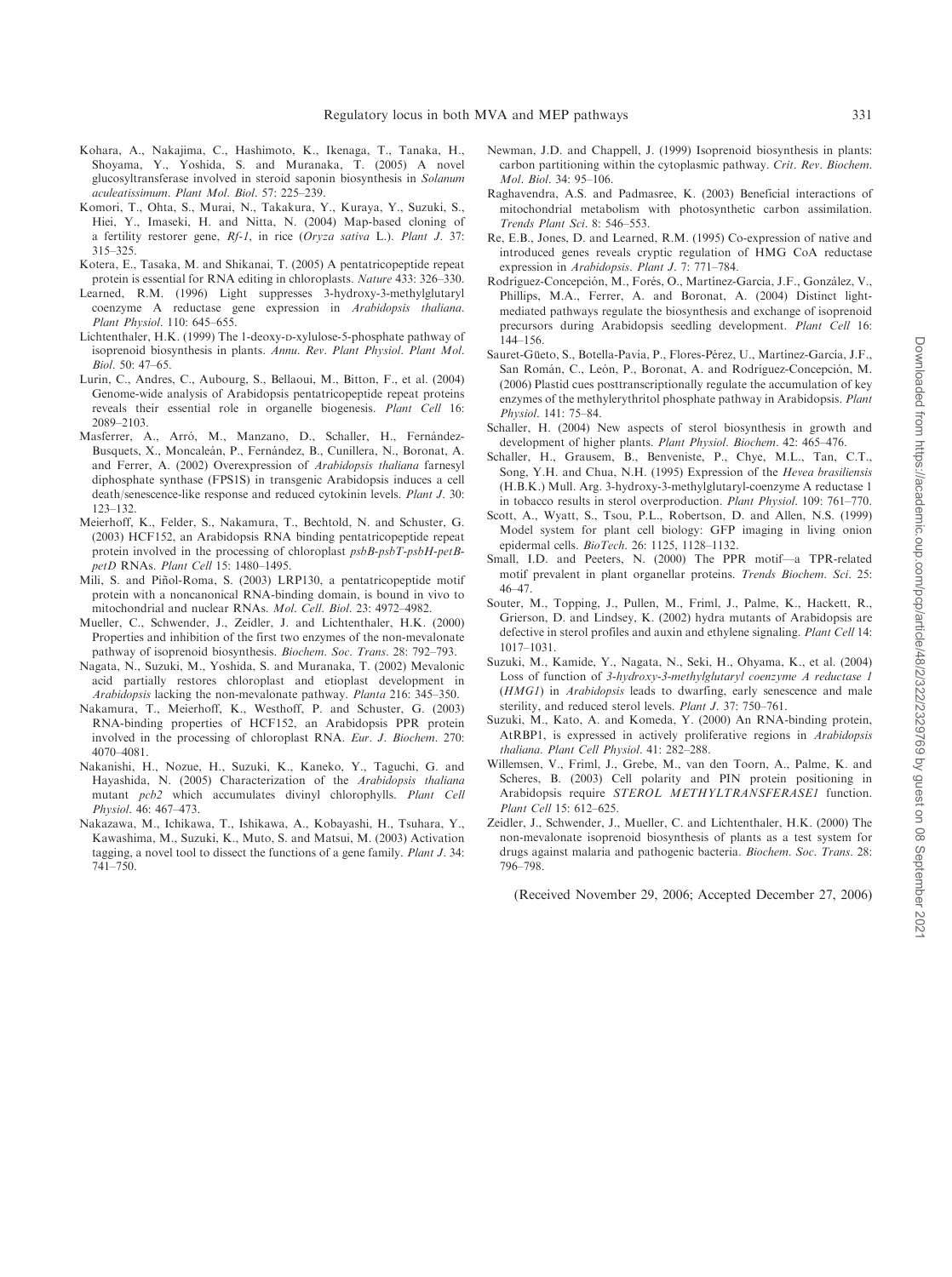Kohara, A., Nakajima, C., Hashimoto, K., Ikenaga, T., Tanaka, H., Shoyama, Y., Yoshida, S. and Muranaka, T. (2005) A novel glucosyltransferase involved in steroid saponin biosynthesis in *Solanum aculeatissimum*. *Plant Mol. Biol.* 57: 225–239.

Komori, T., Ohta, S., Murai, N., Takakura, Y., Kuraya, Y., Suzuki, S., Hiei, Y., Imaseki, H. and Nitta, N. (2004) Map-based cloning of a fertility restorer gene, *Rf-1*, in rice (*Oryza sativa* L.). *Plant J.* 37: 315–325.

Kotera, E., Tasaka, M. and Shikanai, T. (2005) A pentatricopeptide repeat protein is essential for RNA editing in chloroplasts. *Nature* 433: 326–330.

Learned, R.M. (1996) Light suppresses 3-hydroxy-3-methylglutaryl coenzyme A reductase gene expression in *Arabidopsis thaliana*. *Plant Physiol.* 110: 645–655.

Lichtenthaler, H.K. (1999) The 1-deoxy-D-xylulose-5-phosphate pathway of isoprenoid biosynthesis in plants. *Annu. Rev. Plant Physiol. Plant Mol. Biol.* 50: 47–65.

Lurin, C., Andres, C., Aubourg, S., Bellaoui, M., Bitton, F., et al. (2004) Genome-wide analysis of Arabidopsis pentatricopeptide repeat proteins reveals their essential role in organelle biogenesis. *Plant Cell* 16: 2089–2103.

Masferrer, A., Arró, M., Manzano, D., Schaller, H., Fernández-Busquets, X., Moncaleán, P., Fernández, B., Cunillera, N., Boronat, A. and Ferrer, A. (2002) Overexpression of *Arabidopsis thaliana* farnesyl diphosphate synthase (FPS1S) in transgenic Arabidopsis induces a cell death/senescence-like response and reduced cytokinin levels. *Plant J.* 30: 123–132.

Meierhoff, K., Felder, S., Nakamura, T., Bechtold, N. and Schuster, G. (2003) HCF152, an Arabidopsis RNA binding pentatricopeptide repeat protein involved in the processing of chloroplast *psbB-psbT-psbH-petB-petD* RNAs. *Plant Cell* 15: 1480–1495.

Mili, S. and Piñol-Roma, S. (2003) LRP130, a pentatricopeptide motif protein with a noncanonical RNA-binding domain, is bound in vivo to mitochondrial and nuclear RNAs. *Mol. Cell. Biol.* 23: 4972–4982.

Mueller, C., Schwender, J., Zeidler, J. and Lichtenthaler, H.K. (2000) Properties and inhibition of the first two enzymes of the non-mevalonate pathway of isoprenoid biosynthesis. *Biochem. Soc. Trans.* 28: 792–793.

Nagata, N., Suzuki, M., Yoshida, S. and Muranaka, T. (2002) Mevalonic acid partially restores chloroplast and etioplast development in *Arabidopsis* lacking the non-mevalonate pathway. *Planta* 216: 345–350.

Nakamura, T., Meierhoff, K., Westhoff, P. and Schuster, G. (2003) RNA-binding properties of HCF152, an Arabidopsis PPR protein involved in the processing of chloroplast RNA. *Eur. J. Biochem.* 270: 4070–4081.

Nakanishi, H., Nozue, H., Suzuki, K., Kaneko, Y., Taguchi, G. and Hayashida, N. (2005) Characterization of the *Arabidopsis thaliana* mutant *pcb2* which accumulates divinyl chlorophylls. *Plant Cell Physiol.* 46: 467–473.

Nakazawa, M., Ichikawa, T., Ishikawa, A., Kobayashi, H., Tsuhara, Y., Kawashima, M., Suzuki, K., Muto, S. and Matsui, M. (2003) Activation tagging, a novel tool to dissect the functions of a gene family. *Plant J.* 34: 741–750.

Newman, J.D. and Chappell, J. (1999) Isoprenoid biosynthesis in plants: carbon partitioning within the cytoplasmic pathway. *Crit. Rev. Biochem. Mol. Biol.* 34: 95–106.

Raghavendra, A.S. and Padmasree, K. (2003) Beneficial interactions of mitochondrial metabolism with photosynthetic carbon assimilation. *Trends Plant Sci.* 8: 546–553.

Re, E.B., Jones, D. and Learned, R.M. (1995) Co-expression of native and introduced genes reveals cryptic regulation of HMG CoA reductase expression in *Arabidopsis*. *Plant J.* 7: 771–784.

Rodríguez-Concepción, M., Forés, O., Martínez-García, J.F., González, V., Phillips, M.A., Ferrer, A. and Boronat, A. (2004) Distinct light-mediated pathways regulate the biosynthesis and exchange of isoprenoid precursors during Arabidopsis seedling development. *Plant Cell* 16: 144–156.

Sauret-Güeto, S., Botella-Pavía, P., Flores-Pérez, U., Martínez-García, J.F., San Román, C., León, P., Boronat, A. and Rodríguez-Concepción, M. (2006) Plastid cues posttranscriptionally regulate the accumulation of key enzymes of the methylerythritol phosphate pathway in Arabidopsis. *Plant Physiol.* 141: 75–84.

Schaller, H. (2004) New aspects of sterol biosynthesis in growth and development of higher plants. *Plant Physiol. Biochem.* 42: 465–476.

Schaller, H., Grausem, B., Benveniste, P., Chye, M.L., Tan, C.T., Song, Y.H. and Chua, N.H. (1995) Expression of the *Hevea brasiliensis* (H.B.K.) Mull. Arg. 3-hydroxy-3-methylglutaryl-coenzyme A reductase 1 in tobacco results in sterol overproduction. *Plant Physiol.* 109: 761–770.

Scott, A., Wyatt, S., Tsou, P.L., Robertson, D. and Allen, N.S. (1999) Model system for plant cell biology: GFP imaging in living onion epidermal cells. *BioTech.* 26: 1125, 1128–1132.

Small, I.D. and Peeters, N. (2000) The PPR motif—a TPR-related motif prevalent in plant organellar proteins. *Trends Biochem. Sci.* 25: 46–47.

Souter, M., Topping, J., Pullen, M., Friml, J., Palme, K., Hackett, R., Grierson, D. and Lindsey, K. (2002) hydra mutants of Arabidopsis are defective in sterol profiles and auxin and ethylene signaling. *Plant Cell* 14: 1017–1031.

Suzuki, M., Kamide, Y., Nagata, N., Seki, H., Ohyama, K., et al. (2004) Loss of function of *3-hydroxy-3-methylglutaryl coenzyme A reductase 1* (*HMG1*) in *Arabidopsis* leads to dwarfing, early senescence and male sterility, and reduced sterol levels. *Plant J.* 37: 750–761.

Suzuki, M., Kato, A. and Komeda, Y. (2000) An RNA-binding protein, AtRBP1, is expressed in actively proliferative regions in *Arabidopsis thaliana*. *Plant Cell Physiol.* 41: 282–288.

Willemsen, V., Friml, J., Grebe, M., van den Toorn, A., Palme, K. and Scheres, B. (2003) Cell polarity and PIN protein positioning in Arabidopsis require *STEROL METHYLTRANSFERASE1* function. *Plant Cell* 15: 612–625.

Zeidler, J., Schwender, J., Mueller, C. and Lichtenthaler, H.K. (2000) The non-mevalonate isoprenoid biosynthesis of plants as a test system for drugs against malaria and pathogenic bacteria. *Biochem. Soc. Trans.* 28: 796–798.

(Received November 29, 2006; Accepted December 27, 2006)